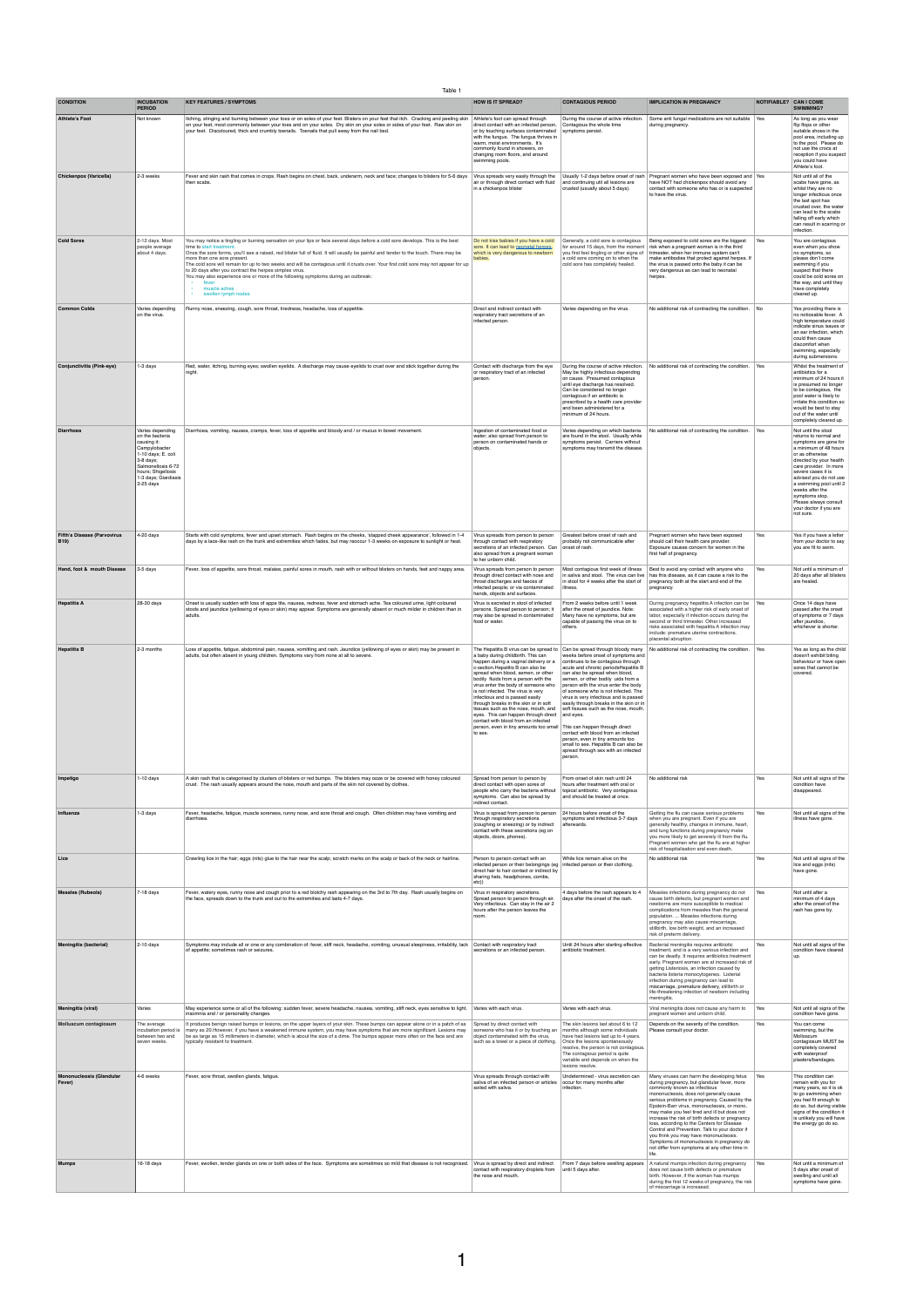Table 1

| CONDITION | INCUBATION PERIOD | KEY FEATURES / SYMPTOMS | HOW IS IT SPREAD? | CONTAGIOUS PERIOD | IMPLICATION IN PREGNANCY | NOTIFIABLE? | CAN I COME SWIMMING? |
|---|---|---|---|---|---|---|---|
| **Athlete's Foot** | Not known | Itching, stinging and burning between your toes or on soles of your feet. Blisters on your feet that itch. Cracking and peeling skin on your feet, most commonly between your toes and on your soles. Dry skin on your soles or sides of your feet. Raw skin on your feet. Discoloured, thick and crumbly toenails. Toenails that pull away from the nail bed. | Athlete's foot can spread through direct contact with an infected person, or by touching surfaces contaminated with the fungus. The fungus thrives in warm, moist environments. It's commonly found in showers, on changing room floors, and around swimming pools. | During the course of active infection. Contagious the whole time symptoms persist. | Some anti fungal medications are not suitable during pregnancy. | Yes | As long as you wear flip flops or other suitable shoes in the pool area, including up to the pool. Please do not use the crocs at reception if you suspect you could have Athlete's foot. |
| **Chickenpox (Varicella)** | 2-3 weeks | Fever and skin rash that comes in crops. Rash begins on chest, back, underarm, neck and face; changes to blisters for 5-6 days then scabs. | Virus spreads very easily through the air or through direct contact with fluid in a chickenpox blister | Usually 1-2 days before onset of rash and continuing until all lesions are crusted (usually about 5 days). | Pregnant women who have been exposed and have NOT had chickenpox should avoid any contact with someone who has or is suspected to have the virus. | Yes | Not until all of the scabs have gone, as whilst they are no longer infectious once the last spot has crusted over, the water can lead to the scabs falling off early which can result in scarring or infection. |
| **Cold Sores** | 2-12 days. Most people average about 4 days. | You may notice a tingling or burning sensation on your lips or face several days before a cold sore develops. This is the best time to start treatment.<br>Once the sore forms, you'll see a raised, red blister full of fluid. It will usually be painful and tender to the touch. There may be more than one sore present.<br>The cold sore will remain for up to two weeks and will be contagious until it crusts over. Your first cold sore may not appear for up to 20 days after you contract the herpes simplex virus.<br>You may also experience one or more of the following symptoms during an outbreak:<br>• fever<br>• muscle aches<br>• swollen lymph nodes | Do not kiss babies if you have a cold sore. It can lead to neonatal herpes, which is very dangerous to newborn babies. | Generally, a cold sore is contagious for around 15 days, from the moment you first feel tingling or other signs of a cold sore coming on to when the cold sore has completely healed. | Being exposed to cold sores are the biggest risk when a pregnant woman is in the third trimester, when her immune system can't make antibodies that protect against herpes. If the virus is passed onto the baby it can be very dangerous as can lead to neonatal herpes. | Yes | You are contagious even when you show no symptoms, so please don't come swimming if you suspect that there could be cold sores on the way, and until they have completely cleared up. |
| **Common Colds** | Varies depending on the virus. | Runny nose, sneezing, cough, sore throat, tiredness, headache, loss of appetite. | Direct and indirect contact with respiratory tract secretions of an infected person. | Varies depending on the virus. | No additional risk of contracting the condition. | No | Yes providing there is no noticeable fever. A high temperature could indicate sinus issues or an ear infection, which could then cause discomfort when swimming, especially during submersions. |
| **Conjunctivitis (Pink-eye)** | 1-3 days | Red, water, itching, burning eyes; swollen eyelids. A discharge may cause eyelids to crust over and stick together during the night. | Contact with discharge from the eye or respiratory tract of an infected person. | During the course of active infection. May be highly infectious depending on cause. Presumed contagious until eye discharge has resolved. Can be considered no longer contagious if an antibiotic is prescribed by a health care provider and been administered for a minimum of 24 hours. | No additional risk of contracting the condition. | Yes | Whilst the treatment of antibiotics for a minimum of 24 hours it is presumed no longer to be contagious, the pool water is likely to irritate this condition so would be best to stay out of the water until completely cleared up. |
| **Diarrhoea** | Varies depending on the bacteria causing it: Campylobacter 1-10 days; E. coli 3-8 days; Salmonellosis 6-72 hours; Shigellosis 1-3 days; Giardiasis 3-25 days | Diarrhoea, vomiting, nausea, cramps, fever, loss of appetite and bloody and / or mucus in bowel movement. | Ingestion of contaminated food or water; also spread from person to person on contaminated hands or objects. | Varies depending on which bacteria are found in the stool. Usually while symptoms persist. Carriers without symptoms may transmit the disease. | No additional risk of contracting the condition. | Yes | Not until the stool returns to normal and symptoms are gone for a minimum of 48 hours or as otherwise directed by your health care provider. In more severe cases it is advised you do not use a swimming pool until 2 weeks after the symptoms stop. Please always consult your doctor if you are not sure. |
| **Fifth's Disease (Parvovirus B19)** | 4-20 days | Starts with cold symptoms, fever and upset stomach. Rash begins on the cheeks, 'slapped cheek appearance', followed in 1-4 days by a lace-like rash on the trunk and extremities which fades, but may reoccur 1-3 weeks on exposure to sunlight or heat. | Virus spreads from person to person through contact with respiratory secretions of an infected person. Can also spread from a pregnant woman to her unborn child. | Greatest before onset of rash and probably not communicable after onset of rash. | Pregnant women who have been exposed should call their health care provider. Exposure causes concern for women in the first half of pregnancy. | Yes | Yes if you have a letter from your doctor to say you are fit to swim. |
| **Hand, foot & mouth Disease** | 3-5 days | Fever, loss of appetite, sore throat, malaise, painful sores in mouth, rash with or without blisters on hands, feet and nappy areas. | Virus spreads from person to person through direct contact with nose and throat discharges and faeces of infected people; or via contaminated hands, objects and surfaces. | Most contagious first week of illness in saliva and stool. The virus can live in stool for 4 weeks after the start of illness. | Best to avoid any contact with anyone who has this disease, as it can cause a risk to the pregnancy both at the start and end of the pregnancy. | Yes | Not until a minimum of 20 days after all blisters are healed. |
| **Hepatitis A** | 28-30 days | Onset is usually sudden with loss of appe tite, nausea, redness, fever and stomach ache. Tea coloured urine, light coloured stools and jaundice (yellowing of eyes or skin) may appear. Symptoms are generally absent or much milder in children than in adults. | Virus is excreted in stool of infected persons. Spread person to person; it may also be spread in contaminated food or water. | From 2 weeks before until 1 week after the onset of jaundice. Note: Many have no symptoms, but are capable of passing the virus on to others. | During pregnancy hepatitis A infection can be associated with a higher risk of early onset of labor, especially if infection occurs during the second or third trimester. Other increased risks associated with hepatitis A infection may include: premature uterine contractions. placental abruption. | Yes | Once 14 days have passed after the onset of symptoms or 7 days after jaundice, whichever is shorter. |
| **Hepatitis B** | 2-3 months | Loss of appetite, fatigue, abdominal pain, nausea, vomiting and rash. Jaundice (yellowing of eyes or skin) may be present in adults, but often absent in young children. Symptoms vary from none at all to severe. | The Hepatitis B virus can be spread to a baby during childbirth. This can happen during a vaginal delivery or a c-section.Hepatitis B can also be spread when blood, semen, or other bodily fluids from a person with the virus enter the body of someone who is not infected. The virus is very infectious and is passed easily through breaks in the skin or in soft tissues such as the nose, mouth, and eyes. This can happen through direct contact with blood from an infected person, even in tiny amounts too small to see. | Can be spread through bloody many weeks before onset of symptoms and continues to be contagious through acute and chronic periodsHepatitis B can also be spread when blood, semen, or other bodily uids from a person with the virus enter the body of someone who is not infected. The virus is very infectious and is passed easily through breaks in the skin or in soft tissues such as the nose, mouth, and eyes.<br><br>This can happen through direct contact with blood from an infected person, even in tiny amounts too small to see. Hepatitis B can also be spread through sex with an infected person. | No additional risk of contracting the condition. | Yes | Yes as long as the child doesn't exhibit biting behaviour or have open sores that cannot be covered. |
| **Impetigo** | 1-10 days | A skin rash that is categorised by clusters of blisters or red bumps. The blisters may ooze or be covered with honey coloured crust. The rash usually appears around the nose, mouth and parts of the skin not covered by clothes. | Spread from person to person by direct contact with open sores of people who carry the bacteria without symptoms. Can also be spread by indirect contact. | From onset of skin rash until 24 hours after treatment with oral or topical antibiotic. Very contagious and should be treated at once. | No additional risk | Yes | Not until all signs of the condition have disappeared. |
| **Influenza** | 1-3 days | Fever, headache, fatigue, muscle soreness, runny nose, and sore throat and cough. Often children may have vomiting and diarrhoea. | Virus is spread from person to person through respiratory secretions (coughing or sneezing) or by indirect contact with these secretions (eg on objects, doors, phones). | 24 hours before onset of the symptoms and infectious 3-7 days afterwards. | Getting the flu can cause serious problems when you are pregnant. Even if you are generally healthy, changes in immune, heart, and lung functions during pregnancy make you more likely to get severely ill from the flu. Pregnant women who get the flu are at higher risk of hospitalisation and even death. | Yes | Not until all signs of the illness have gone. |
| **Lice** | | Crawling lice in the hair; eggs (nits) glue to the hair near the scalp; scratch marks on the scalp or back of the neck or hairline. | Person to person contact with an infected person or their belongings (eg direct hair to hair contact or indirect by sharing hats, headphones, combs, etc) | While lice remain alive on the infected person or their clothing. | No additional risk | Yes | Not until all signs of lice and eggs (nits) have gone. |
| **Measles (Rubeola)** | 7-18 days | Fever, watery eyes, runny nose and cough prior to a red blotchy rash appearing on the 3rd to 7th day. Rash usually begins on the face, spreads down to the trunk and out to the extremities and lasts 4-7 days. | Virus in respiratory secretions. Spread person to person through air. Very infectious. Can stay in the air 2 hours after the person leaves the room. | 4 days before the rash appears to 4 days after the onset of the rash. | Measles infections during pregnancy do not cause birth defects, but pregnant women and newborns are more susceptible to medical complications from measles than the general population. ... Measles infections during pregnancy may also cause miscarriage, stillbirth, low birth weight, and an increased risk of preterm delivery. | Yes | Not until after a minimum of 4 days after the onset of the rash has gone by. |
| **Meningitis (bacterial)** | 2-10 days | Symptoms may include all or one or any combination of: fever, stiff neck, headache, vomiting, unusual sleepiness, irritability, lack of appetite; sometimes rash or seizures. | Contact with respiratory tract secretions or an infected person. | Until 24 hours after starting effective antibiotic treatment. | Bacterial meningitis requires antibiotic treatment, and is a very serious infection and can be deadly. It requires antibiotics treatment early. Pregnant women are at increased risk of getting Listeriosis, an infection caused by bacteria listeria monocytogenes. Listerial infection during pregnancy can lead to miscarriage, premature delivery, stillbirth or life-threatening infection of newborn including meningitis. | Yes | Not until all signs of the condition have cleared up. |
| **Meningitis (viral)** | Varies | May experience some or all of the following: sudden fever, severe headache, nausea, vomiting, stiff neck, eyes sensitive to light, insomnia and / or personality changes. | Varies with each virus. | Varies with each virus. | Viral meningitis does not cause any harm to pregnant women and unborn child. | Yes | Not until all signs of the condition have gone. |
| **Molluscum contagiosum** | The average incubation period is between two and seven weeks. | It produces benign raised bumps or lesions, on the upper layers of your skin. These bumps can appear alone or in a patch of as many as 20.However, if you have a weakened immune system, you may have symptoms that are more significant. Lesions may be as large as 15 millimeters in diameter, which is about the size of a dime. The bumps appear more often on the face and are typically resistant to treatment. | Spread by direct contact with someone who has it or by touching an object contaminated with the virus, such as a towel or a piece of clothing. | The skin lesions last about 6 to 12 months although some individuals have had lesions last up to 4 years. Once the lesions spontaneously resolve, the person is not contagious. The contagious period is quite variable and depends on when the lesions resolve. | Depends on the severity of the condition. Please consult your doctor. | Yes | You can come swimming, but the Molluscum contagiosum MUST be completely covered with waterproof plasters/bandages. |
| **Mononucleosis (Glandular Fever)** | 4-6 weeks | Fever, sore throat, swollen glands, fatigue. | Virus spreads through contact with saliva of an infected person or articles soiled with saliva. | Undetermined - virus excretion can occur for many months after infection. | Many viruses can harm the developing fetus during pregnancy, but glandular fever, more commonly known as infectious mononucleosis, does not generally cause serious problems in pregnancy. Caused by the Epstein-Barr virus, mononucleosis, or mono, may make you feel tired and ill but does not increase the risk of birth defects or pregnancy loss, according to the Centers for Disease Control and Prevention. Talk to your doctor if you think you may have mononucleosis. Symptoms of mononucleosis in pregnancy do not differ from symptoms at any other time in life. | Yes | This condition can remain with you for many years, so it is ok to go swimming when you feel fit enough to do so, but during visible signs of the condition it is unlikely you will have the energy go do so. |
| **Mumps** | 16-18 days | Fever, swollen, tender glands on one or both sides of the face. Symptoms are sometimes so mild that disease is not recognised. | Virus is spread by direct and indirect contact with respiratory droplets from the nose and mouth. | From 7 days before swelling appears until 5 days after. | A natural mumps infection during pregnancy does not cause birth defects or premature birth. However, if the woman has mumps during the first 12 weeks of pregnancy, the risk of miscarriage is increased. | Yes | Not until a minimum of 5 days after onset of swelling and until all symptoms have gone. |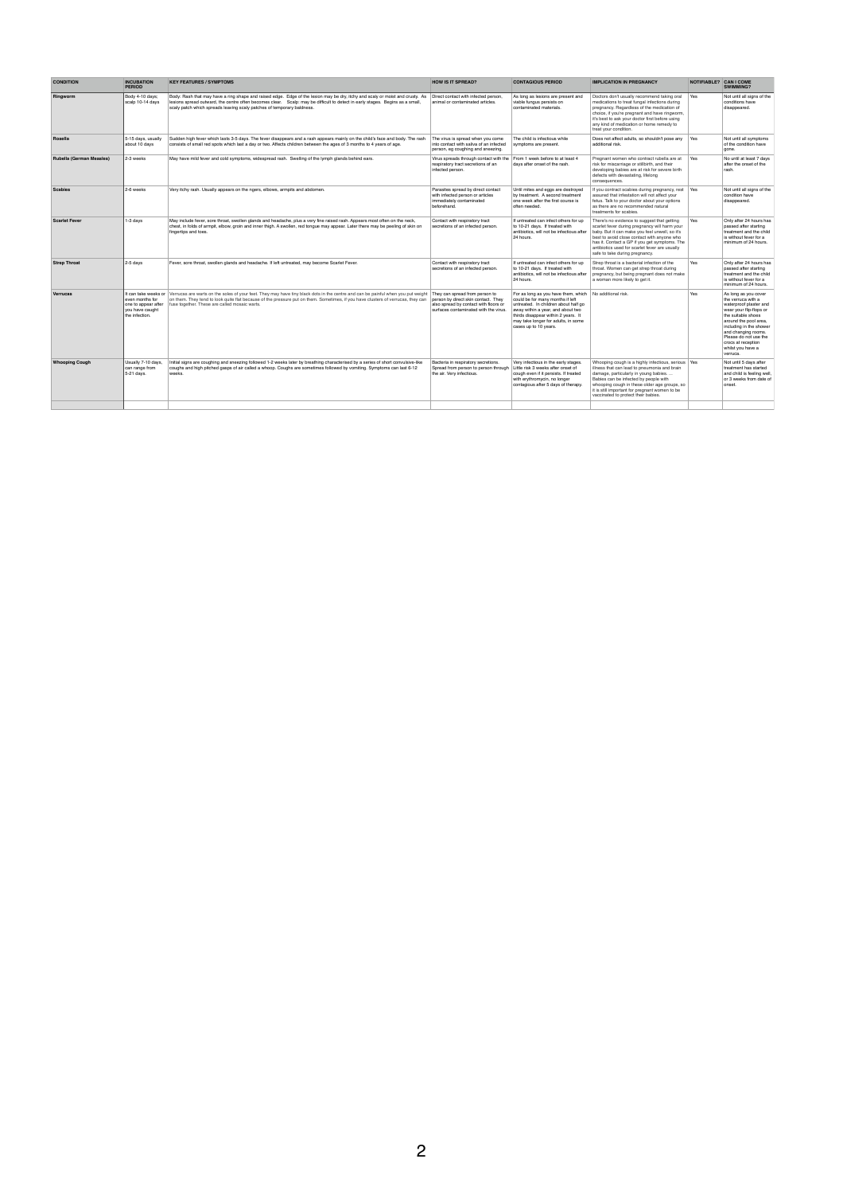| CONDITION | INCUBATION PERIOD | KEY FEATURES / SYMPTOMS | HOW IS IT SPREAD? | CONTAGIOUS PERIOD | IMPLICATION IN PREGNANCY | NOTIFIABLE? | CAN I COME SWIMMING? |
|---|---|---|---|---|---|---|---|
| **Ringworm** | Body 4-10 days; scalp 10-14 days | Body: Rash that may have a ring shape and raised edge. Edge of the lesion may be dry, itchy and scaly or moist and crusty. As lesions spread outward, the centre often becomes clear. Scalp: may be difficult to detect in early stages. Begins as a small, scaly patch which spreads leaving scaly patches of temporary baldness. | Direct contact with infected person, animal or contaminated articles. | As long as lesions are present and viable fungus persists on contaminated materials. | Doctors don't usually recommend taking oral medications to treat fungal infections during pregnancy. Regardless of the medication of choice, if you're pregnant and have ringworm, it's best to ask your doctor first before using any kind of medication or home remedy to treat your condition. | Yes | Not until all signs of the conditions have disappeared. |
| **Roseola** | 5-15 days, usually about 10 days | Sudden high fever which lasts 3-5 days. The fever disappears and a rash appears mainly on the child's face and body. The rash consists of small red spots which last a day or two. Affects children between the ages of 3 months to 4 years of age. | The virus is spread when you come into contact with saliva of an infected person, eg coughing and sneezing. | The child is infectious while symptoms are present. | Does not affect adults, so shouldn't pose any additional risk. | Yes | Not until all symptoms of the condition have gone. |
| **Rubella (German Measles)** | 2-3 weeks | May have mild fever and cold symptoms, widespread rash. Swelling of the lymph glands behind ears. | Virus spreads through contact with the respiratory tract secretions of an infected person. | From 1 week before to at least 4 days after onset of the rash. | Pregnant women who contract rubella are at risk for miscarriage or stillbirth, and their developing babies are at risk for severe birth defects with devastating, lifelong consequences. | Yes | No until at least 7 days after the onset of the rash. |
| **Scabies** | 2-6 weeks | Very itchy rash. Usually appears on the ngers, elbows, armpits and abdomen. | Parasites spread by direct contact with infected person or articles immediately contaminated beforehand. | Until mites and eggs are destroyed by treatment. A second treatment one week after the first course is often needed. | If you contract scabies during pregnancy, rest assured that infestation will not affect your fetus. Talk to your doctor about your options as there are no recommended natural treatments for scabies. | Yes | Not until all signs of the condition have disappeared. |
| **Scarlet Fever** | 1-3 days | May include fever, sore throat, swollen glands and headache, plus a very fine raised rash. Appears most often on the neck, chest, in folds of armpit, elbow, groin and inner thigh. A swollen, red tongue may appear. Later there may be peeling of skin on fingertips and toes. | Contact with respiratory tract secretions of an infected person. | If untreated can infect others for up to 10-21 days. If treated with antibiotics, will not be infectious after 24 hours. | There's no evidence to suggest that getting scarlet fever during pregnancy will harm your baby. But it can make you feel unwell, so it's best to avoid close contact with anyone who has it. Contact a GP if you get symptoms. The antibiotics used for scarlet fever are usually safe to take during pregnancy. | Yes | Only after 24 hours has passed after starting treatment and the child is without fever for a minimum of 24 hours. |
| **Strep Throat** | 2-5 days | Fever, sore throat, swollen glands and headache. If left untreated, may become Scarlet Fever. | Contact with respiratory tract secretions of an infected person. | If untreated can infect others for up to 10-21 days. If treated with antibiotics, will not be infectious after 24 hours. | Strep throat is a bacterial infection of the throat. Women can get strep throat during pregnancy, but being pregnant does not make a woman more likely to get it. | Yes | Only after 24 hours has passed after starting treatment and the child is without fever for a minimum of 24 hours. |
| **Verrucas** | It can take weeks or even months for one to appear after you have caught the infection. | Verrucas are warts on the soles of your feet. They may have tiny black dots in the centre and can be painful when you put weight on them. They tend to look quite flat because of the pressure put on them. Sometimes, if you have clusters of verrucas, they can fuse together. These are called mosaic warts. | They can spread from person to person by direct skin contact. They also spread by contact with floors or surfaces contaminated with the virus. | For as long as you have them, which could be for many months if left untreated. In children about half go away within a year, and about two thirds disappear within 2 years. It may take longer for adults; in some cases up to 10 years. | No additional risk. | Yes | As long as you cover the verruca with a waterproof plaster and wear your flip-flops or the suitable shoes around the pool area, including in the shower and changing rooms. Please do not use the crocs at reception whilst you have a verruca. |
| **Whooping Cough** | Usually 7-10 days, can range from 5-21 days. | Initial signs are coughing and sneezing followed 1-2 weeks later by breathing characterised by a series of short convulsive-like coughs and high pitched gasps of air called a whoop. Coughs are sometimes followed by vomiting. Symptoms can last 6-12 weeks. | Bacteria in respiratory secretions. Spread from person to person through the air. Very infectious. | Very infectious in the early stages. Little risk 3 weeks after onset of cough even if it persists. If treated with erythromycin, no longer contagious after 5 days of therapy. | Whooping cough is a highly infectious, serious illness that can lead to pneumonia and brain damage, particularly in young babies. ... Babies can be infected by people with whooping cough in these older age groups, so it is still important for pregnant women to be vaccinated to protect their babies. | Yes | Not until 5 days after treatment has started and child is feeling well, or 3 weeks from date of onset. |
| | | | | | | | |